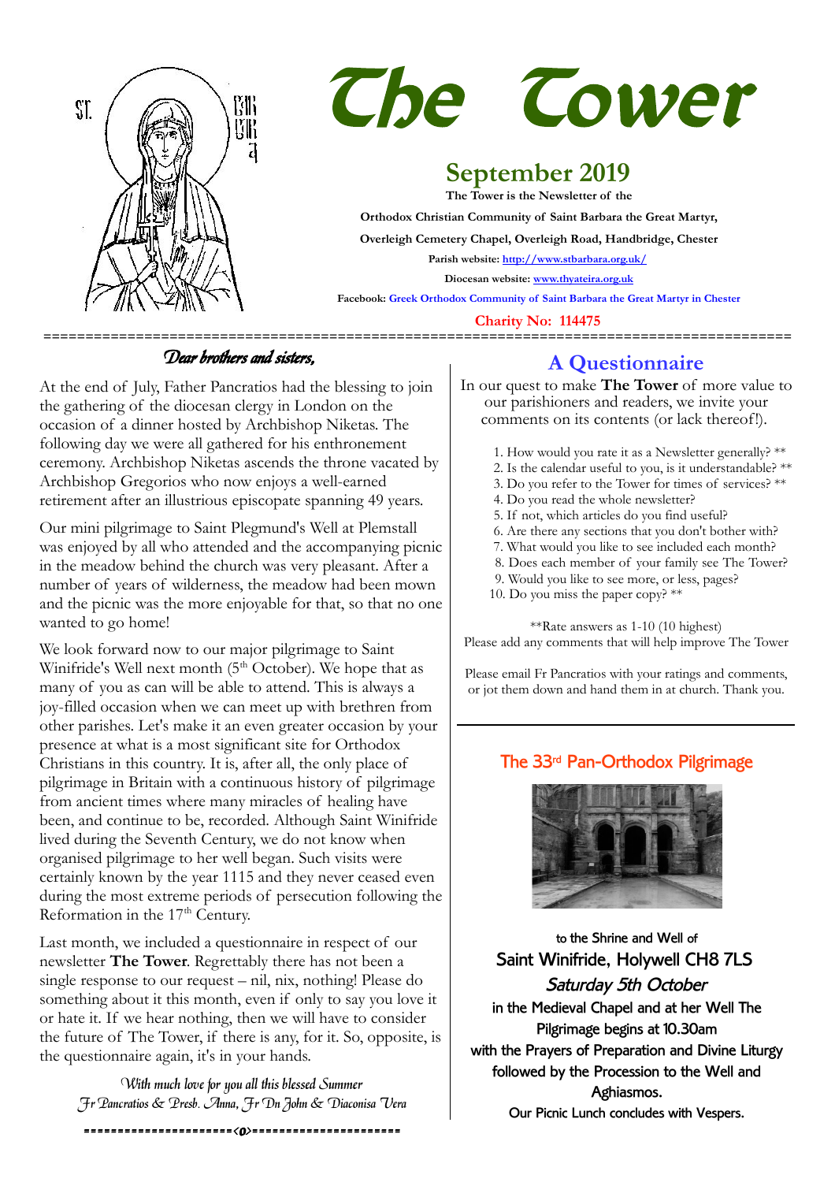# The Tower

## September 2019

**The Tower is the Newsletter of the**

**Orthodox Christian Community of Saint Barbara the Great Martyr,**

**Overleigh Cemetery Chapel, Overleigh Road, Handbridge, Chester**

**Parish website: http://www.stbarbara.org.uk/**

**Diocesan website: www.thyateira.org.uk**

**Facebook: Greek Orthodox Community of Saint Barbara the Great Martyr in Chester**

**Charity No: 114475**

---

### *Dear brothers and sisters,*

At the end of July, Father Pancratios had the blessing to join the gathering of the diocesan clergy in London on the occasion of a dinner hosted by Archbishop Niketas. The following day we were all gathered for his enthronement ceremony. Archbishop Niketas ascends the throne vacated by Archbishop Gregorios who now enjoys a well-earned retirement after an illustrious episcopate spanning 49 years.

Our mini pilgrimage to Saint Plegmund's Well at Plemstall was enjoyed by all who attended and the accompanying picnic in the meadow behind the church was very pleasant. After a number of years of wilderness, the meadow had been mown and the picnic was the more enjoyable for that, so that no one wanted to go home!

We look forward now to our major pilgrimage to Saint Winifride's Well next month (5th October). We hope that as many of you as can will be able to attend. This is always a joy-filled occasion when we can meet up with brethren from other parishes. Let's make it an even greater occasion by your presence at what is a most significant site for Orthodox Christians in this country. It is, after all, the only place of pilgrimage in Britain with a continuous history of pilgrimage from ancient times where many miracles of healing have been, and continue to be, recorded. Although Saint Winifride lived during the Seventh Century, we do not know when organised pilgrimage to her well began. Such visits were certainly known by the year 1115 and they never ceased even during the most extreme periods of persecution following the Reformation in the 17th Century.

Last month, we included a questionnaire in respect of our newsletter **The Tower**. Regrettably there has not been a single response to our request – nil, nix, nothing! Please do something about it this month, even if only to say you love it or hate it. If we hear nothing, then we will have to consider the future of The Tower, if there is any, for it. So, opposite, is the questionnaire again, it's in your hands.

*With much love for you all this blessed Summer*
*Fr Pancratios & Presb. Anna, Fr Dn John & Diaconisa Vera*

======================<0>======================

## A Questionnaire

In our quest to make **The Tower** of more value to our parishioners and readers, we invite your comments on its contents (or lack thereof!).

1. How would you rate it as a Newsletter generally? **
2. Is the calendar useful to you, is it understandable? **
3. Do you refer to the Tower for times of services? **
4. Do you read the whole newsletter?
5. If not, which articles do you find useful?
6. Are there any sections that you don't bother with?
7. What would you like to see included each month?
8. Does each member of your family see The Tower?
9. Would you like to see more, or less, pages?
10. Do you miss the paper copy? **

**Rate answers as 1-10 (10 highest)
Please add any comments that will help improve The Tower

Please email Fr Pancratios with your ratings and comments, or jot them down and hand them in at church. Thank you.

---

## The 33rd Pan-Orthodox Pilgrimage

to the Shrine and Well of

**Saint Winifride, Holywell CH8 7LS**

*Saturday 5th October*

in the Medieval Chapel and at her Well The Pilgrimage begins at 10.30am with the Prayers of Preparation and Divine Liturgy followed by the Procession to the Well and Aghiasmos.

Our Picnic Lunch concludes with Vespers.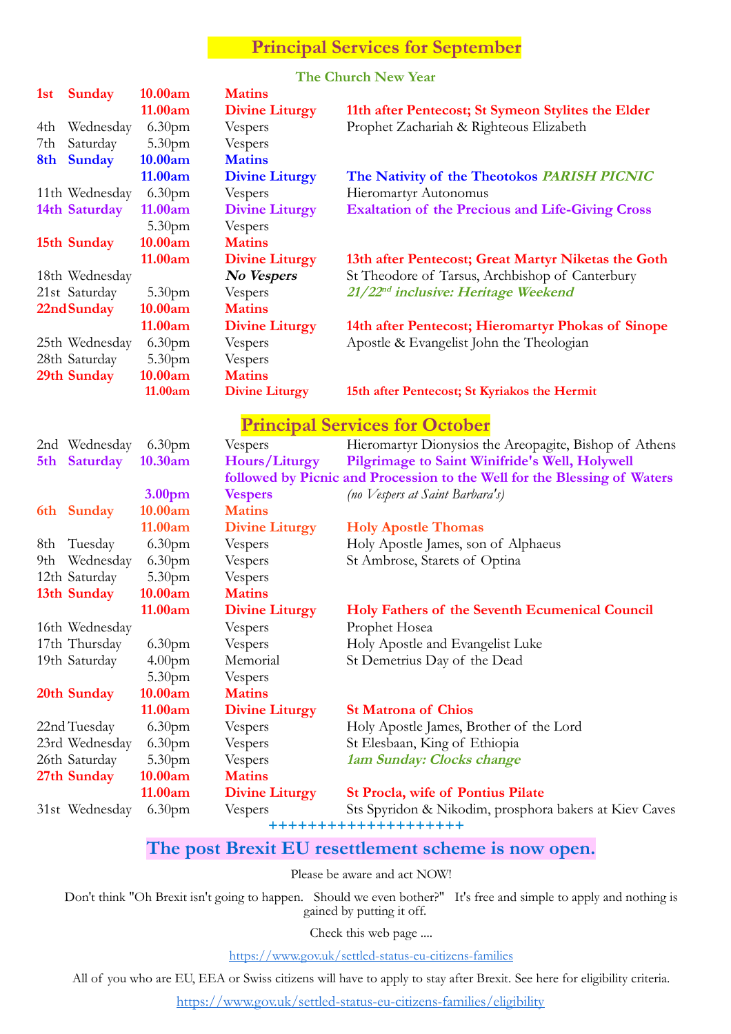## Principal Services for September

**The Church New Year**

| | | | | |
|---|---|---|---|---|
| **1st** | **Sunday** | **10.00am** | **Matins** | |
| | | **11.00am** | **Divine Liturgy** | **11th after Pentecost; St Symeon Stylites the Elder** |
| 4th | Wednesday | 6.30pm | Vespers | Prophet Zachariah & Righteous Elizabeth |
| 7th | Saturday | 5.30pm | Vespers | |
| **8th** | **Sunday** | **10.00am** | **Matins** | |
| | | **11.00am** | **Divine Liturgy** | **The Nativity of the Theotokos** ***PARISH PICNIC*** |
| 11th | Wednesday | 6.30pm | Vespers | Hieromartyr Autonomus |
| **14th** | **Saturday** | **11.00am** | **Divine Liturgy** | **Exaltation of the Precious and Life-Giving Cross** |
| | | 5.30pm | Vespers | |
| **15th** | **Sunday** | **10.00am** | **Matins** | |
| | | **11.00am** | **Divine Liturgy** | **13th after Pentecost; Great Martyr Niketas the Goth** |
| 18th | Wednesday | | ***No Vespers*** | St Theodore of Tarsus, Archbishop of Canterbury |
| 21st | Saturday | 5.30pm | Vespers | ***21/22nd inclusive: Heritage Weekend*** |
| **22nd** | **Sunday** | **10.00am** | **Matins** | |
| | | **11.00am** | **Divine Liturgy** | **14th after Pentecost; Hieromartyr Phokas of Sinope** |
| 25th | Wednesday | 6.30pm | Vespers | Apostle & Evangelist John the Theologian |
| 28th | Saturday | 5.30pm | Vespers | |
| **29th** | **Sunday** | **10.00am** | **Matins** | |
| | | **11.00am** | **Divine Liturgy** | **15th after Pentecost; St Kyriakos the Hermit** |

## Principal Services for October

| | | | | |
|---|---|---|---|---|
| 2nd | Wednesday | 6.30pm | Vespers | Hieromartyr Dionysios the Areopagite, Bishop of Athens |
| **5th** | **Saturday** | **10.30am** | **Hours/Liturgy** | **Pilgrimage to Saint Winifride's Well, Holywell** |
| | | | **followed by Picnic and Procession to the Well for the Blessing of Waters** | |
| | | **3.00pm** | **Vespers** | *(no Vespers at Saint Barbara's)* |
| **6th** | **Sunday** | **10.00am** | **Matins** | |
| | | **11.00am** | **Divine Liturgy** | **Holy Apostle Thomas** |
| 8th | Tuesday | 6.30pm | Vespers | Holy Apostle James, son of Alphaeus |
| 9th | Wednesday | 6.30pm | Vespers | St Ambrose, Starets of Optina |
| 12th | Saturday | 5.30pm | Vespers | |
| **13th** | **Sunday** | **10.00am** | **Matins** | |
| | | **11.00am** | **Divine Liturgy** | **Holy Fathers of the Seventh Ecumenical Council** |
| 16th | Wednesday | | Vespers | Prophet Hosea |
| 17th | Thursday | 6.30pm | Vespers | Holy Apostle and Evangelist Luke |
| 19th | Saturday | 4.00pm | Memorial | St Demetrius Day of the Dead |
| | | 5.30pm | Vespers | |
| **20th** | **Sunday** | **10.00am** | **Matins** | |
| | | **11.00am** | **Divine Liturgy** | **St Matrona of Chios** |
| 22nd | Tuesday | 6.30pm | Vespers | Holy Apostle James, Brother of the Lord |
| 23rd | Wednesday | 6.30pm | Vespers | St Elesbaan, King of Ethiopia |
| 26th | Saturday | 5.30pm | Vespers | ***1am Sunday: Clocks change*** |
| **27th** | **Sunday** | **10.00am** | **Matins** | |
| | | **11.00am** | **Divine Liturgy** | **St Procla, wife of Pontius Pilate** |
| 31st | Wednesday | 6.30pm | Vespers | Sts Spyridon & Nikodim, prosphora bakers at Kiev Caves |

+++++++++++++++++++

## The post Brexit EU resettlement scheme is now open.

Please be aware and act NOW!

Don't think "Oh Brexit isn't going to happen. Should we even bother?" It's free and simple to apply and nothing is gained by putting it off.

Check this web page ....

https://www.gov.uk/settled-status-eu-citizens-families

All of you who are EU, EEA or Swiss citizens will have to apply to stay after Brexit. See here for eligibility criteria.

https://www.gov.uk/settled-status-eu-citizens-families/eligibility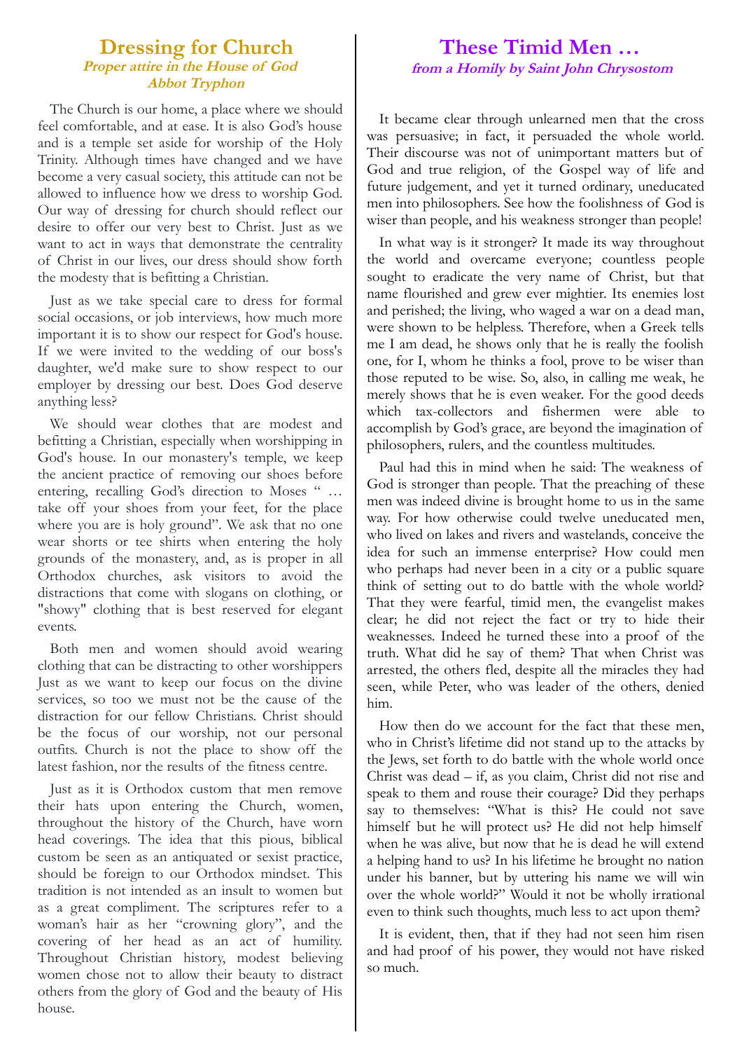# Dressing for Church

***Proper attire in the House of God***

***Abbot Tryphon***

The Church is our home, a place where we should feel comfortable, and at ease. It is also God's house and is a temple set aside for worship of the Holy Trinity. Although times have changed and we have become a very casual society, this attitude can not be allowed to influence how we dress to worship God. Our way of dressing for church should reflect our desire to offer our very best to Christ. Just as we want to act in ways that demonstrate the centrality of Christ in our lives, our dress should show forth the modesty that is befitting a Christian.

Just as we take special care to dress for formal social occasions, or job interviews, how much more important it is to show our respect for God's house. If we were invited to the wedding of our boss's daughter, we'd make sure to show respect to our employer by dressing our best. Does God deserve anything less?

We should wear clothes that are modest and befitting a Christian, especially when worshipping in God's house. In our monastery's temple, we keep the ancient practice of removing our shoes before entering, recalling God's direction to Moses " … take off your shoes from your feet, for the place where you are is holy ground". We ask that no one wear shorts or tee shirts when entering the holy grounds of the monastery, and, as is proper in all Orthodox churches, ask visitors to avoid the distractions that come with slogans on clothing, or "showy" clothing that is best reserved for elegant events.

Both men and women should avoid wearing clothing that can be distracting to other worshippers Just as we want to keep our focus on the divine services, so too we must not be the cause of the distraction for our fellow Christians. Christ should be the focus of our worship, not our personal outfits. Church is not the place to show off the latest fashion, nor the results of the fitness centre.

Just as it is Orthodox custom that men remove their hats upon entering the Church, women, throughout the history of the Church, have worn head coverings. The idea that this pious, biblical custom be seen as an antiquated or sexist practice, should be foreign to our Orthodox mindset. This tradition is not intended as an insult to women but as a great compliment. The scriptures refer to a woman's hair as her "crowning glory", and the covering of her head as an act of humility. Throughout Christian history, modest believing women chose not to allow their beauty to distract others from the glory of God and the beauty of His house.

# These Timid Men …

***from a Homily by Saint John Chrysostom***

It became clear through unlearned men that the cross was persuasive; in fact, it persuaded the whole world. Their discourse was not of unimportant matters but of God and true religion, of the Gospel way of life and future judgement, and yet it turned ordinary, uneducated men into philosophers. See how the foolishness of God is wiser than people, and his weakness stronger than people!

In what way is it stronger? It made its way throughout the world and overcame everyone; countless people sought to eradicate the very name of Christ, but that name flourished and grew ever mightier. Its enemies lost and perished; the living, who waged a war on a dead man, were shown to be helpless. Therefore, when a Greek tells me I am dead, he shows only that he is really the foolish one, for I, whom he thinks a fool, prove to be wiser than those reputed to be wise. So, also, in calling me weak, he merely shows that he is even weaker. For the good deeds which tax-collectors and fishermen were able to accomplish by God's grace, are beyond the imagination of philosophers, rulers, and the countless multitudes.

Paul had this in mind when he said: The weakness of God is stronger than people. That the preaching of these men was indeed divine is brought home to us in the same way. For how otherwise could twelve uneducated men, who lived on lakes and rivers and wastelands, conceive the idea for such an immense enterprise? How could men who perhaps had never been in a city or a public square think of setting out to do battle with the whole world? That they were fearful, timid men, the evangelist makes clear; he did not reject the fact or try to hide their weaknesses. Indeed he turned these into a proof of the truth. What did he say of them? That when Christ was arrested, the others fled, despite all the miracles they had seen, while Peter, who was leader of the others, denied him.

How then do we account for the fact that these men, who in Christ's lifetime did not stand up to the attacks by the Jews, set forth to do battle with the whole world once Christ was dead – if, as you claim, Christ did not rise and speak to them and rouse their courage? Did they perhaps say to themselves: "What is this? He could not save himself but he will protect us? He did not help himself when he was alive, but now that he is dead he will extend a helping hand to us? In his lifetime he brought no nation under his banner, but by uttering his name we will win over the whole world?" Would it not be wholly irrational even to think such thoughts, much less to act upon them?

It is evident, then, that if they had not seen him risen and had proof of his power, they would not have risked so much.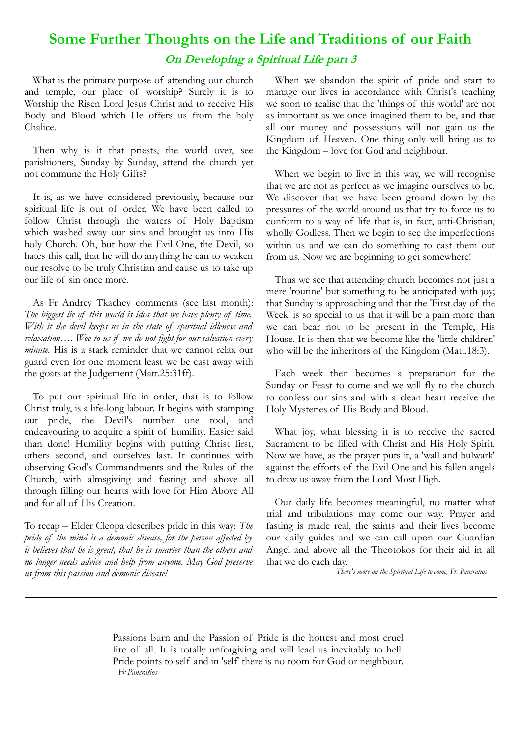# Some Further Thoughts on the Life and Traditions of our Faith

## *On Developing a Spiritual Life part 3*

What is the primary purpose of attending our church and temple, our place of worship? Surely it is to Worship the Risen Lord Jesus Christ and to receive His Body and Blood which He offers us from the holy Chalice.

Then why is it that priests, the world over, see parishioners, Sunday by Sunday, attend the church yet not commune the Holy Gifts?

It is, as we have considered previously, because our spiritual life is out of order. We have been called to follow Christ through the waters of Holy Baptism which washed away our sins and brought us into His holy Church. Oh, but how the Evil One, the Devil, so hates this call, that he will do anything he can to weaken our resolve to be truly Christian and cause us to take up our life of sin once more.

As Fr Andrey Tkachev comments (see last month): *The biggest lie of this world is idea that we have plenty of time. With it the devil keeps us in the state of spiritual idleness and relaxation…. Woe to us if we do not fight for our salvation every minute.* His is a stark reminder that we cannot relax our guard even for one moment least we be cast away with the goats at the Judgement (Matt.25:31ff).

To put our spiritual life in order, that is to follow Christ truly, is a life-long labour. It begins with stamping out pride, the Devil's number one tool, and endeavouring to acquire a spirit of humility. Easier said than done! Humility begins with putting Christ first, others second, and ourselves last. It continues with observing God's Commandments and the Rules of the Church, with almsgiving and fasting and above all through filling our hearts with love for Him Above All and for all of His Creation.

To recap – Elder Cleopa describes pride in this way: *The pride of the mind is a demonic disease, for the person affected by it believes that he is great, that he is smarter than the others and no longer needs advice and help from anyone. May God preserve us from this passion and demonic disease!*

When we abandon the spirit of pride and start to manage our lives in accordance with Christ's teaching we soon to realise that the 'things of this world' are not as important as we once imagined them to be, and that all our money and possessions will not gain us the Kingdom of Heaven. One thing only will bring us to the Kingdom – love for God and neighbour.

When we begin to live in this way, we will recognise that we are not as perfect as we imagine ourselves to be. We discover that we have been ground down by the pressures of the world around us that try to force us to conform to a way of life that is, in fact, anti-Christian, wholly Godless. Then we begin to see the imperfections within us and we can do something to cast them out from us. Now we are beginning to get somewhere!

Thus we see that attending church becomes not just a mere 'routine' but something to be anticipated with joy; that Sunday is approaching and that the 'First day of the Week' is so special to us that it will be a pain more than we can bear not to be present in the Temple, His House. It is then that we become like the 'little children' who will be the inheritors of the Kingdom (Matt.18:3).

Each week then becomes a preparation for the Sunday or Feast to come and we will fly to the church to confess our sins and with a clean heart receive the Holy Mysteries of His Body and Blood.

What joy, what blessing it is to receive the sacred Sacrament to be filled with Christ and His Holy Spirit. Now we have, as the prayer puts it, a 'wall and bulwark' against the efforts of the Evil One and his fallen angels to draw us away from the Lord Most High.

Our daily life becomes meaningful, no matter what trial and tribulations may come our way. Prayer and fasting is made real, the saints and their lives become our daily guides and we can call upon our Guardian Angel and above all the Theotokos for their aid in all that we do each day.

*There's more on the Spiritual Life to come, Fr. Pancratios*

---

Passions burn and the Passion of Pride is the hottest and most cruel fire of all. It is totally unforgiving and will lead us inevitably to hell. Pride points to self and in 'self' there is no room for God or neighbour.

*Fr Pancratios*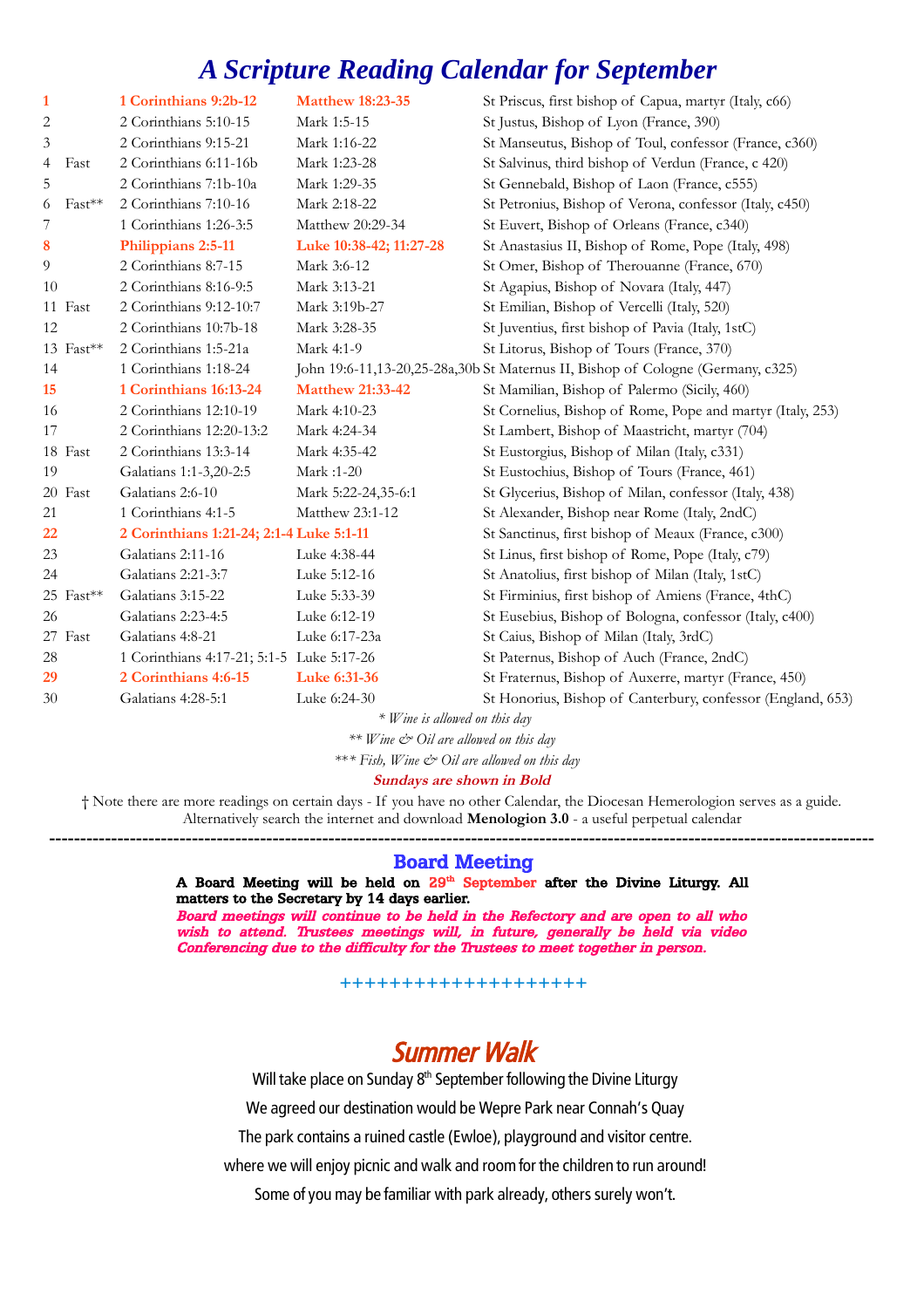# *A Scripture Reading Calendar for September*

| | | | | |
|---|---|---|---|---|
| **1** | | **1 Corinthians 9:2b-12** | **Matthew 18:23-35** | St Priscus, first bishop of Capua, martyr (Italy, c66) |
| 2 | | 2 Corinthians 5:10-15 | Mark 1:5-15 | St Justus, Bishop of Lyon (France, 390) |
| 3 | | 2 Corinthians 9:15-21 | Mark 1:16-22 | St Manseutus, Bishop of Toul, confessor (France, c360) |
| 4 | Fast | 2 Corinthians 6:11-16b | Mark 1:23-28 | St Salvinus, third bishop of Verdun (France, c 420) |
| 5 | | 2 Corinthians 7:1b-10a | Mark 1:29-35 | St Gennebald, Bishop of Laon (France, c555) |
| 6 | Fast** | 2 Corinthians 7:10-16 | Mark 2:18-22 | St Petronius, Bishop of Verona, confessor (Italy, c450) |
| 7 | | 1 Corinthians 1:26-3:5 | Matthew 20:29-34 | St Euvert, Bishop of Orleans (France, c340) |
| **8** | | **Philippians 2:5-11** | **Luke 10:38-42; 11:27-28** | St Anastasius II, Bishop of Rome, Pope (Italy, 498) |
| 9 | | 2 Corinthians 8:7-15 | Mark 3:6-12 | St Omer, Bishop of Therouanne (France, 670) |
| 10 | | 2 Corinthians 8:16-9:5 | Mark 3:13-21 | St Agapius, Bishop of Novara (Italy, 447) |
| 11 | Fast | 2 Corinthians 9:12-10:7 | Mark 3:19b-27 | St Emilian, Bishop of Vercelli (Italy, 520) |
| 12 | | 2 Corinthians 10:7b-18 | Mark 3:28-35 | St Juventius, first bishop of Pavia (Italy, 1stC) |
| 13 | Fast** | 2 Corinthians 1:5-21a | Mark 4:1-9 | St Litorus, Bishop of Tours (France, 370) |
| 14 | | 1 Corinthians 1:18-24 | John 19:6-11,13-20,25-28a,30b | St Maternus II, Bishop of Cologne (Germany, c325) |
| **15** | | **1 Corinthians 16:13-24** | **Matthew 21:33-42** | St Mamilian, Bishop of Palermo (Sicily, 460) |
| 16 | | 2 Corinthians 12:10-19 | Mark 4:10-23 | St Cornelius, Bishop of Rome, Pope and martyr (Italy, 253) |
| 17 | | 2 Corinthians 12:20-13:2 | Mark 4:24-34 | St Lambert, Bishop of Maastricht, martyr (704) |
| 18 | Fast | 2 Corinthians 13:3-14 | Mark 4:35-42 | St Eustorgius, Bishop of Milan (Italy, c331) |
| 19 | | Galatians 1:1-3,20-2:5 | Mark :1-20 | St Eustochius, Bishop of Tours (France, 461) |
| 20 | Fast | Galatians 2:6-10 | Mark 5:22-24,35-6:1 | St Glycerius, Bishop of Milan, confessor (Italy, 438) |
| 21 | | 1 Corinthians 4:1-5 | Matthew 23:1-12 | St Alexander, Bishop near Rome (Italy, 2ndC) |
| **22** | | **2 Corinthians 1:21-24; 2:1-4** | **Luke 5:1-11** | St Sanctinus, first bishop of Meaux (France, c300) |
| 23 | | Galatians 2:11-16 | Luke 4:38-44 | St Linus, first bishop of Rome, Pope (Italy, c79) |
| 24 | | Galatians 2:21-3:7 | Luke 5:12-16 | St Anatolius, first bishop of Milan (Italy, 1stC) |
| 25 | Fast** | Galatians 3:15-22 | Luke 5:33-39 | St Firminius, first bishop of Amiens (France, 4thC) |
| 26 | | Galatians 2:23-4:5 | Luke 6:12-19 | St Eusebius, Bishop of Bologna, confessor (Italy, c400) |
| 27 | Fast | Galatians 4:8-21 | Luke 6:17-23a | St Caius, Bishop of Milan (Italy, 3rdC) |
| 28 | | 1 Corinthians 4:17-21; 5:1-5 | Luke 5:17-26 | St Paternus, Bishop of Auch (France, 2ndC) |
| **29** | | **2 Corinthians 4:6-15** | **Luke 6:31-36** | St Fraternus, Bishop of Auxerre, martyr (France, 450) |
| 30 | | Galatians 4:28-5:1 | Luke 6:24-30 | St Honorius, Bishop of Canterbury, confessor (England, 653) |

*\* Wine is allowed on this day*

*\*\* Wine & Oil are allowed on this day*

*\*\*\* Fish, Wine & Oil are allowed on this day*

***Sundays are shown in Bold***

† Note there are more readings on certain days - If you have no other Calendar, the Diocesan Hemerologion serves as a guide. Alternatively search the internet and download **Menologion 3.0** - a useful perpetual calendar

---

## Board Meeting

**A Board Meeting will be held on 29th September after the Divine Liturgy. All matters to the Secretary by 14 days earlier.**

***Board meetings will continue to be held in the Refectory and are open to all who wish to attend. Trustees meetings will, in future, generally be held via video Conferencing due to the difficulty for the Trustees to meet together in person.***

+++++++++++++++++++

## *Summer Walk*

Will take place on Sunday 8th September following the Divine Liturgy

We agreed our destination would be Wepre Park near Connah's Quay

The park contains a ruined castle (Ewloe), playground and visitor centre.

where we will enjoy picnic and walk and room for the children to run around!

Some of you may be familiar with park already, others surely won't.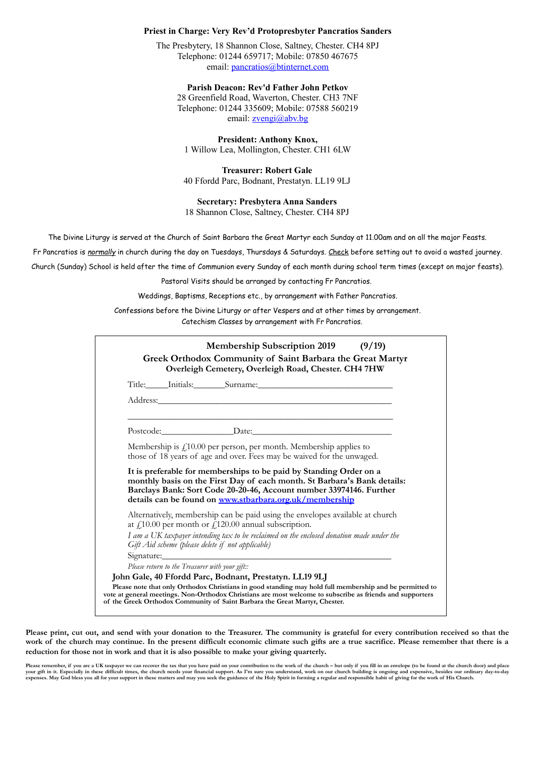**Priest in Charge: Very Rev'd Protopresbyter Pancratios Sanders**

The Presbytery, 18 Shannon Close, Saltney, Chester. CH4 8PJ
Telephone: 01244 659717; Mobile: 07850 467675
email: pancratios@btinternet.com

**Parish Deacon: Rev'd Father John Petkov**
28 Greenfield Road, Waverton, Chester. CH3 7NF
Telephone: 01244 335609; Mobile: 07588 560219
email: zvengi@abv.bg

**President: Anthony Knox,**
1 Willow Lea, Mollington, Chester. CH1 6LW

**Treasurer: Robert Gale**
40 Ffordd Parc, Bodnant, Prestatyn. LL19 9LJ

**Secretary: Presbytera Anna Sanders**
18 Shannon Close, Saltney, Chester. CH4 8PJ

The Divine Liturgy is served at the Church of Saint Barbara the Great Martyr each Sunday at 11.00am and on all the major Feasts.

Fr Pancratios is _normally_ in church during the day on Tuesdays, Thursdays & Saturdays. _Check_ before setting out to avoid a wasted journey.

Church (Sunday) School is held after the time of Communion every Sunday of each month during school term times (except on major feasts).

Pastoral Visits should be arranged by contacting Fr Pancratios.

Weddings, Baptisms, Receptions etc., by arrangement with Father Pancratios.

Confessions before the Divine Liturgy or after Vespers and at other times by arrangement.
Catechism Classes by arrangement with Fr Pancratios.

---

**Membership Subscription 2019 (9/19)**

**Greek Orthodox Community of Saint Barbara the Great Martyr**
**Overleigh Cemetery, Overleigh Road, Chester. CH4 7HW**

Title:_____ Initials:_______ Surname:______________________________

Address:______________________________________________________

______________________________________________________________

Postcode:________________ Date:_______________________________

Membership is £10.00 per person, per month. Membership applies to those of 18 years of age and over. Fees may be waived for the unwaged.

**It is preferable for memberships to be paid by Standing Order on a monthly basis on the First Day of each month. St Barbara's Bank details: Barclays Bank: Sort Code 20-20-46, Account number 33974146. Further details can be found on www.stbarbara.org.uk/membership**

Alternatively, membership can be paid using the envelopes available at church at £10.00 per month or £120.00 annual subscription.

*I am a UK taxpayer intending tax to be reclaimed on the enclosed donation made under the Gift Aid scheme (please delete if not applicable)*

Signature:_____________________________________________________

*Please return to the Treasurer with your gift::*

**John Gale, 40 Ffordd Parc, Bodnant, Prestatyn. LL19 9LJ**

**Please note that only Orthodox Christians in good standing may hold full membership and be permitted to vote at general meetings. Non-Orthodox Christians are most welcome to subscribe as friends and supporters of the Greek Orthodox Community of Saint Barbara the Great Martyr, Chester.**

---

**Please print, cut out, and send with your donation to the Treasurer. The community is grateful for every contribution received so that the work of the church may continue. In the present difficult economic climate such gifts are a true sacrifice. Please remember that there is a reduction for those not in work and that it is also possible to make your giving quarterly.**

**Please remember, if you are a UK taxpayer we can recover the tax that you have paid on your contribution to the work of the church – but only if you fill in an envelope (to be found at the church door) and place your gift in it. Especially in these difficult times, the church needs your financial support. As I'm sure you understand, work on our church building is ongoing and expensive, besides our ordinary day-to-day expenses. May God bless you all for your support in these matters and may you seek the guidance of the Holy Spirit in forming a regular and responsible habit of giving for the work of His Church.**